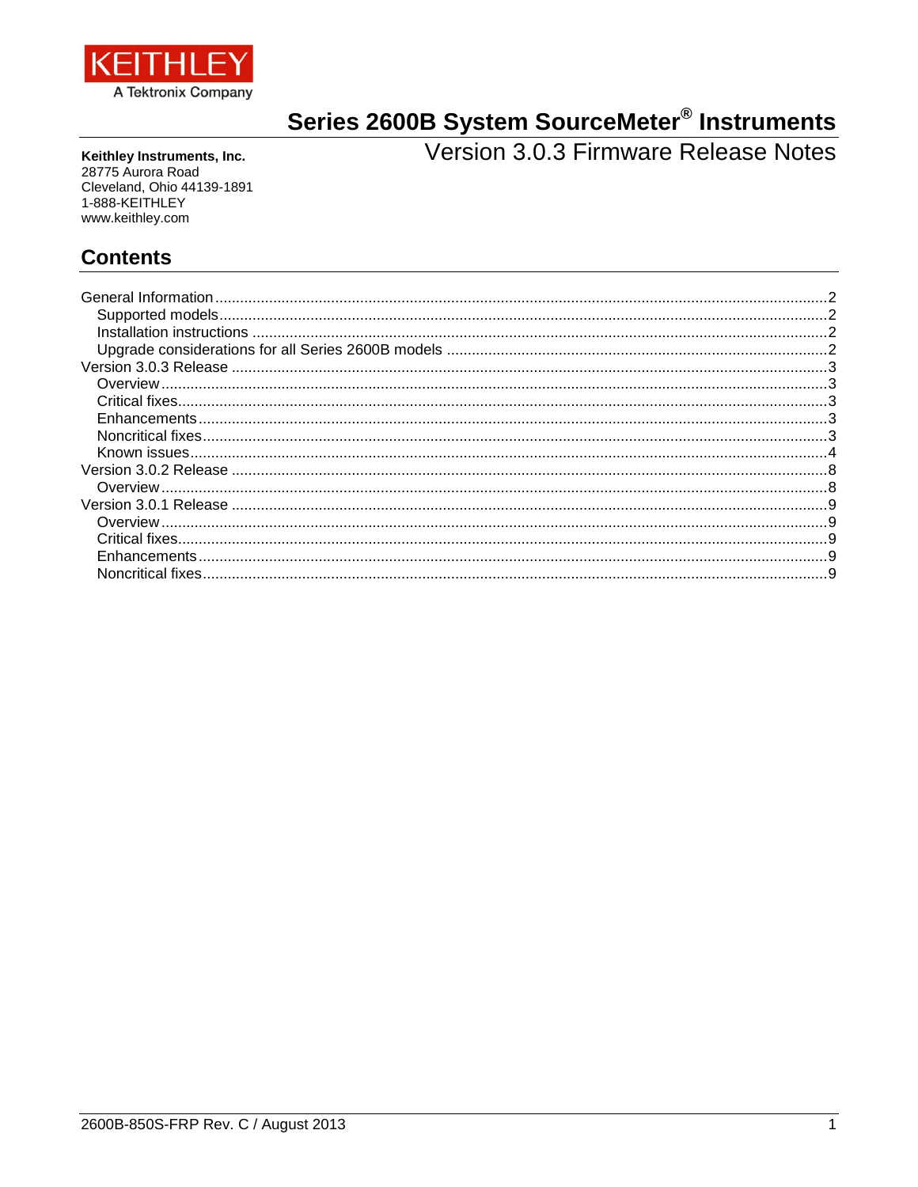KEITHLEY
A Tektronix Company

# Series 2600B System SourceMeter® Instruments

## Version 3.0.3 Firmware Release Notes

**Keithley Instruments, Inc.**
28775 Aurora Road
Cleveland, Ohio 44139-1891
1-888-KEITHLEY
www.keithley.com

## Contents

General Information ........................................ 2
- Supported models ........................................ 2
- Installation instructions ........................................ 2
- Upgrade considerations for all Series 2600B models ........................................ 2

Version 3.0.3 Release ........................................ 3
- Overview ........................................ 3
- Critical fixes ........................................ 3
- Enhancements ........................................ 3
- Noncritical fixes ........................................ 3
- Known issues ........................................ 4

Version 3.0.2 Release ........................................ 8
- Overview ........................................ 8

Version 3.0.1 Release ........................................ 9
- Overview ........................................ 9
- Critical fixes ........................................ 9
- Enhancements ........................................ 9
- Noncritical fixes ........................................ 9

2600B-850S-FRP Rev. C / August 2013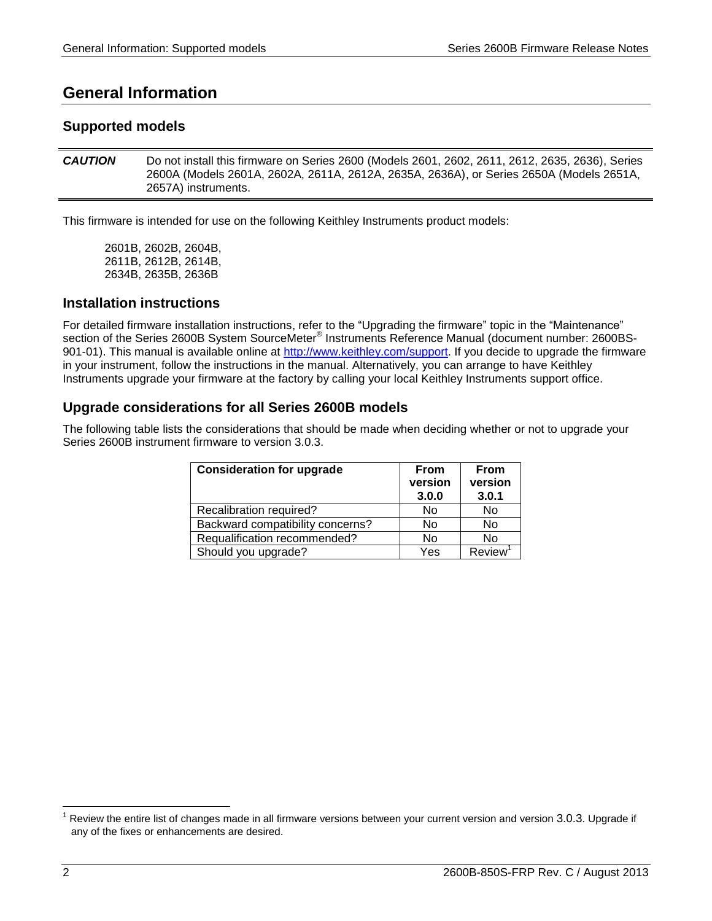# General Information

## Supported models

**CAUTION** Do not install this firmware on Series 2600 (Models 2601, 2602, 2611, 2612, 2635, 2636), Series 2600A (Models 2601A, 2602A, 2611A, 2612A, 2635A, 2636A), or Series 2650A (Models 2651A, 2657A) instruments.

This firmware is intended for use on the following Keithley Instruments product models:

2601B, 2602B, 2604B,
2611B, 2612B, 2614B,
2634B, 2635B, 2636B

## Installation instructions

For detailed firmware installation instructions, refer to the "Upgrading the firmware" topic in the "Maintenance" section of the Series 2600B System SourceMeter® Instruments Reference Manual (document number: 2600BS-901-01). This manual is available online at [http://www.keithley.com/support](http://www.keithley.com/support). If you decide to upgrade the firmware in your instrument, follow the instructions in the manual. Alternatively, you can arrange to have Keithley Instruments upgrade your firmware at the factory by calling your local Keithley Instruments support office.

## Upgrade considerations for all Series 2600B models

The following table lists the considerations that should be made when deciding whether or not to upgrade your Series 2600B instrument firmware to version 3.0.3.

| Consideration for upgrade | From version 3.0.0 | From version 3.0.1 |
|---|---|---|
| Recalibration required? | No | No |
| Backward compatibility concerns? | No | No |
| Requalification recommended? | No | No |
| Should you upgrade? | Yes | Review[1] |

[1] Review the entire list of changes made in all firmware versions between your current version and version 3.0.3. Upgrade if any of the fixes or enhancements are desired.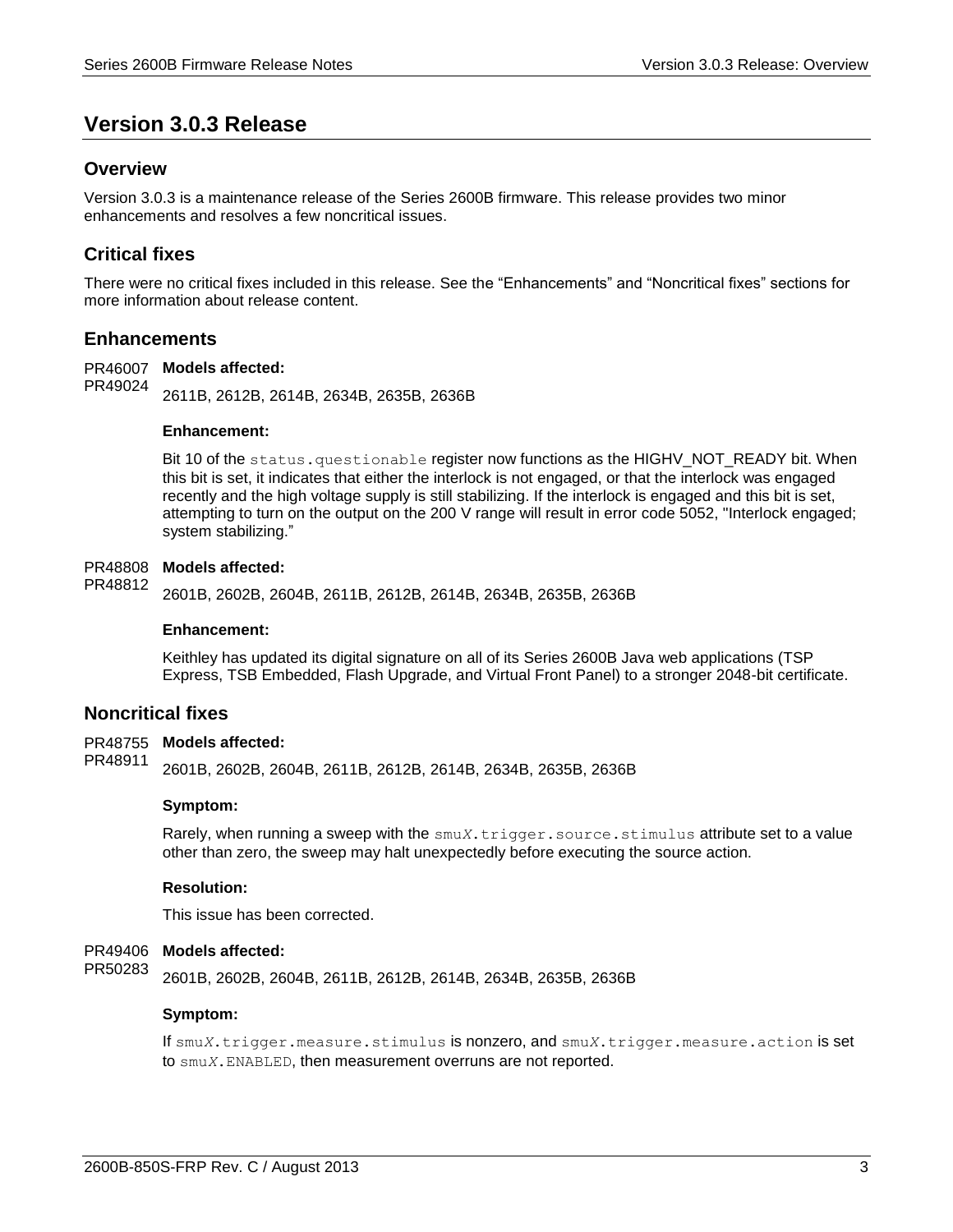# Version 3.0.3 Release

## Overview

Version 3.0.3 is a maintenance release of the Series 2600B firmware. This release provides two minor enhancements and resolves a few noncritical issues.

## Critical fixes

There were no critical fixes included in this release. See the “Enhancements” and “Noncritical fixes” sections for more information about release content.

## Enhancements

PR46007
PR49024

**Models affected:**

2611B, 2612B, 2614B, 2634B, 2635B, 2636B

**Enhancement:**

Bit 10 of the `status.questionable` register now functions as the HIGHV_NOT_READY bit. When this bit is set, it indicates that either the interlock is not engaged, or that the interlock was engaged recently and the high voltage supply is still stabilizing. If the interlock is engaged and this bit is set, attempting to turn on the output on the 200 V range will result in error code 5052, "Interlock engaged; system stabilizing."

PR48808
PR48812

**Models affected:**

2601B, 2602B, 2604B, 2611B, 2612B, 2614B, 2634B, 2635B, 2636B

**Enhancement:**

Keithley has updated its digital signature on all of its Series 2600B Java web applications (TSP Express, TSB Embedded, Flash Upgrade, and Virtual Front Panel) to a stronger 2048-bit certificate.

## Noncritical fixes

PR48755
PR48911

**Models affected:**

2601B, 2602B, 2604B, 2611B, 2612B, 2614B, 2634B, 2635B, 2636B

**Symptom:**

Rarely, when running a sweep with the `smuX.trigger.source.stimulus` attribute set to a value other than zero, the sweep may halt unexpectedly before executing the source action.

**Resolution:**

This issue has been corrected.

PR49406
PR50283

**Models affected:**

2601B, 2602B, 2604B, 2611B, 2612B, 2614B, 2634B, 2635B, 2636B

**Symptom:**

If `smuX.trigger.measure.stimulus` is nonzero, and `smuX.trigger.measure.action` is set to `smuX.ENABLED`, then measurement overruns are not reported.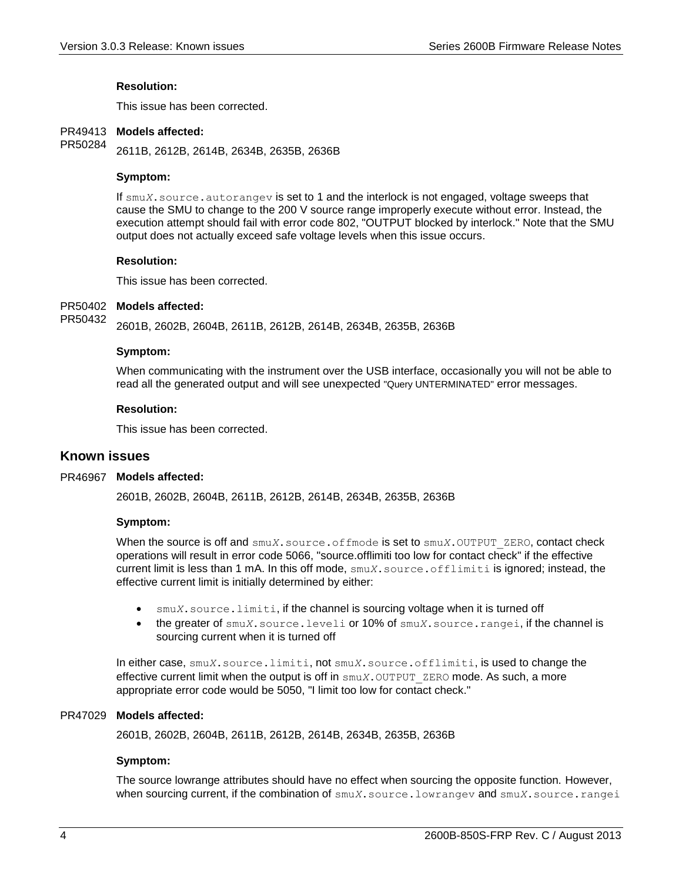**Resolution:**

This issue has been corrected.

PR49413
PR50284 **Models affected:**

2611B, 2612B, 2614B, 2634B, 2635B, 2636B

**Symptom:**

If `smuX.source.autorangev` is set to 1 and the interlock is not engaged, voltage sweeps that cause the SMU to change to the 200 V source range improperly execute without error. Instead, the execution attempt should fail with error code 802, "OUTPUT blocked by interlock." Note that the SMU output does not actually exceed safe voltage levels when this issue occurs.

**Resolution:**

This issue has been corrected.

PR50402
PR50432 **Models affected:**

2601B, 2602B, 2604B, 2611B, 2612B, 2614B, 2634B, 2635B, 2636B

**Symptom:**

When communicating with the instrument over the USB interface, occasionally you will not be able to read all the generated output and will see unexpected "Query UNTERMINATED" error messages.

**Resolution:**

This issue has been corrected.

## Known issues

PR46967 **Models affected:**

2601B, 2602B, 2604B, 2611B, 2612B, 2614B, 2634B, 2635B, 2636B

**Symptom:**

When the source is off and `smuX.source.offmode` is set to `smuX.OUTPUT_ZERO`, contact check operations will result in error code 5066, "source.offlimiti too low for contact check" if the effective current limit is less than 1 mA. In this off mode, `smuX.source.offlimiti` is ignored; instead, the effective current limit is initially determined by either:

- `smuX.source.limiti`, if the channel is sourcing voltage when it is turned off
- the greater of `smuX.source.leveli` or 10% of `smuX.source.rangei`, if the channel is sourcing current when it is turned off

In either case, `smuX.source.limiti`, not `smuX.source.offlimiti`, is used to change the effective current limit when the output is off in `smuX.OUTPUT_ZERO` mode. As such, a more appropriate error code would be 5050, "I limit too low for contact check."

PR47029 **Models affected:**

2601B, 2602B, 2604B, 2611B, 2612B, 2614B, 2634B, 2635B, 2636B

**Symptom:**

The source lowrange attributes should have no effect when sourcing the opposite function. However, when sourcing current, if the combination of `smuX.source.lowrangev` and `smuX.source.rangei`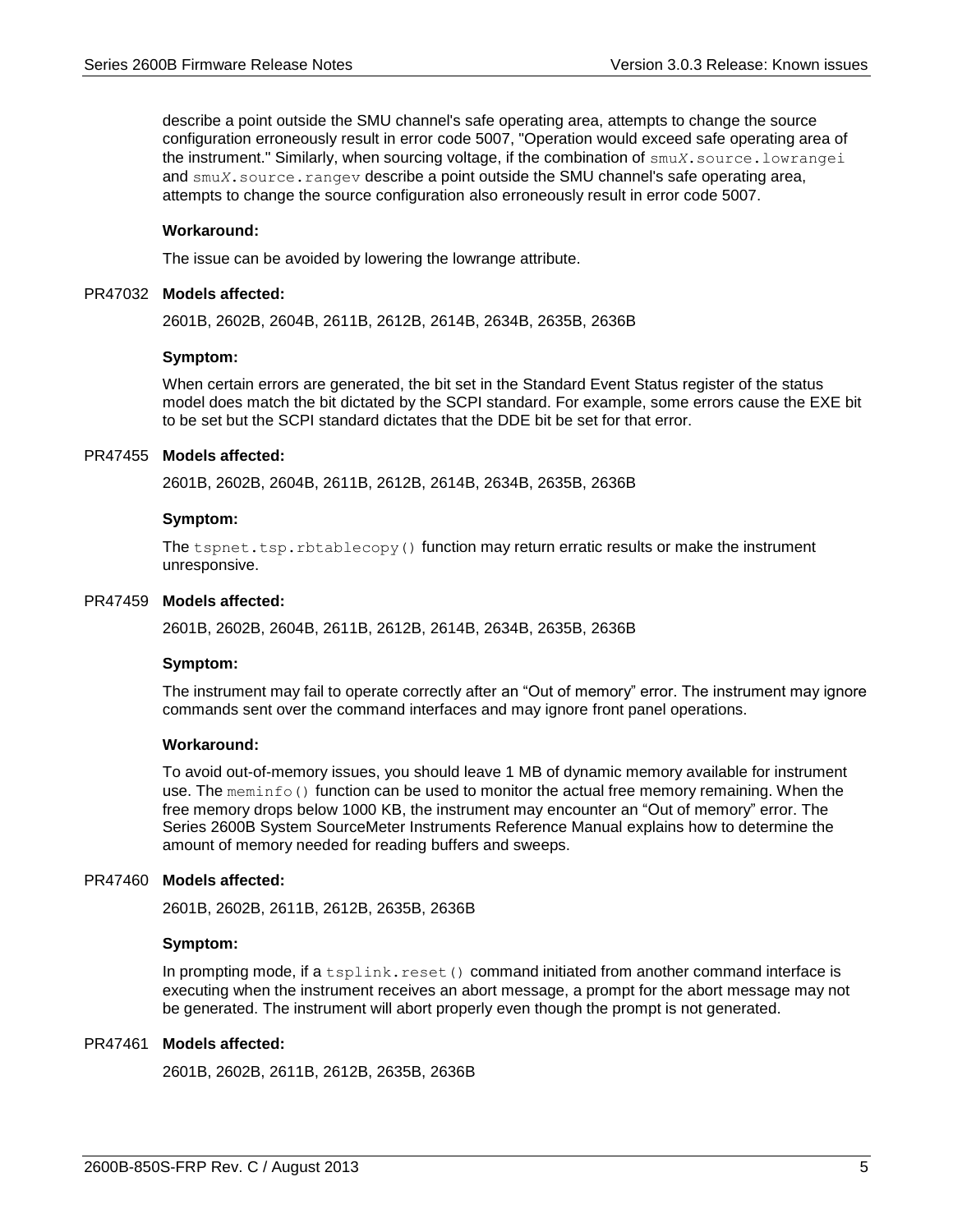describe a point outside the SMU channel's safe operating area, attempts to change the source configuration erroneously result in error code 5007, "Operation would exceed safe operating area of the instrument." Similarly, when sourcing voltage, if the combination of `smuX.source.lowrangei` and `smuX.source.rangev` describe a point outside the SMU channel's safe operating area, attempts to change the source configuration also erroneously result in error code 5007.

**Workaround:**

The issue can be avoided by lowering the lowrange attribute.

PR47032 **Models affected:**

2601B, 2602B, 2604B, 2611B, 2612B, 2614B, 2634B, 2635B, 2636B

**Symptom:**

When certain errors are generated, the bit set in the Standard Event Status register of the status model does match the bit dictated by the SCPI standard. For example, some errors cause the EXE bit to be set but the SCPI standard dictates that the DDE bit be set for that error.

PR47455 **Models affected:**

2601B, 2602B, 2604B, 2611B, 2612B, 2614B, 2634B, 2635B, 2636B

**Symptom:**

The `tspnet.tsp.rbtablecopy()` function may return erratic results or make the instrument unresponsive.

PR47459 **Models affected:**

2601B, 2602B, 2604B, 2611B, 2612B, 2614B, 2634B, 2635B, 2636B

**Symptom:**

The instrument may fail to operate correctly after an "Out of memory" error. The instrument may ignore commands sent over the command interfaces and may ignore front panel operations.

**Workaround:**

To avoid out-of-memory issues, you should leave 1 MB of dynamic memory available for instrument use. The `meminfo()` function can be used to monitor the actual free memory remaining. When the free memory drops below 1000 KB, the instrument may encounter an "Out of memory" error. The Series 2600B System SourceMeter Instruments Reference Manual explains how to determine the amount of memory needed for reading buffers and sweeps.

PR47460 **Models affected:**

2601B, 2602B, 2611B, 2612B, 2635B, 2636B

**Symptom:**

In prompting mode, if a `tsplink.reset()` command initiated from another command interface is executing when the instrument receives an abort message, a prompt for the abort message may not be generated. The instrument will abort properly even though the prompt is not generated.

PR47461 **Models affected:**

2601B, 2602B, 2611B, 2612B, 2635B, 2636B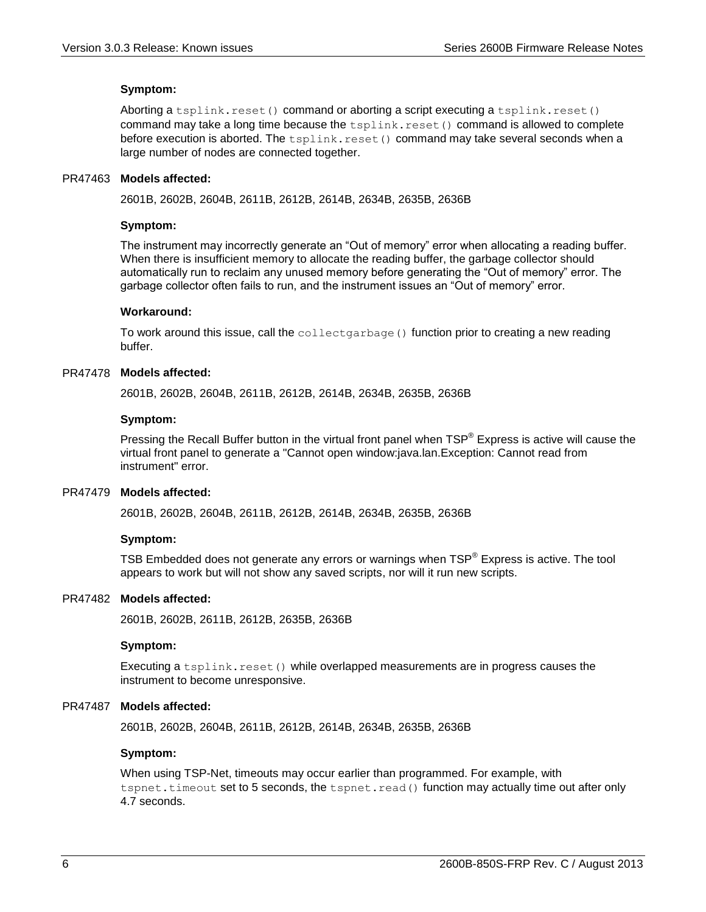**Symptom:**

Aborting a `tsplink.reset()` command or aborting a script executing a `tsplink.reset()` command may take a long time because the `tsplink.reset()` command is allowed to complete before execution is aborted. The `tsplink.reset()` command may take several seconds when a large number of nodes are connected together.

PR47463 **Models affected:**

2601B, 2602B, 2604B, 2611B, 2612B, 2614B, 2634B, 2635B, 2636B

**Symptom:**

The instrument may incorrectly generate an “Out of memory” error when allocating a reading buffer. When there is insufficient memory to allocate the reading buffer, the garbage collector should automatically run to reclaim any unused memory before generating the “Out of memory” error. The garbage collector often fails to run, and the instrument issues an “Out of memory” error.

**Workaround:**

To work around this issue, call the `collectgarbage()` function prior to creating a new reading buffer.

PR47478 **Models affected:**

2601B, 2602B, 2604B, 2611B, 2612B, 2614B, 2634B, 2635B, 2636B

**Symptom:**

Pressing the Recall Buffer button in the virtual front panel when TSP® Express is active will cause the virtual front panel to generate a "Cannot open window:java.lan.Exception: Cannot read from instrument" error.

PR47479 **Models affected:**

2601B, 2602B, 2604B, 2611B, 2612B, 2614B, 2634B, 2635B, 2636B

**Symptom:**

TSB Embedded does not generate any errors or warnings when TSP® Express is active. The tool appears to work but will not show any saved scripts, nor will it run new scripts.

PR47482 **Models affected:**

2601B, 2602B, 2611B, 2612B, 2635B, 2636B

**Symptom:**

Executing a `tsplink.reset()` while overlapped measurements are in progress causes the instrument to become unresponsive.

PR47487 **Models affected:**

2601B, 2602B, 2604B, 2611B, 2612B, 2614B, 2634B, 2635B, 2636B

**Symptom:**

When using TSP-Net, timeouts may occur earlier than programmed. For example, with `tspnet.timeout` set to 5 seconds, the `tspnet.read()` function may actually time out after only 4.7 seconds.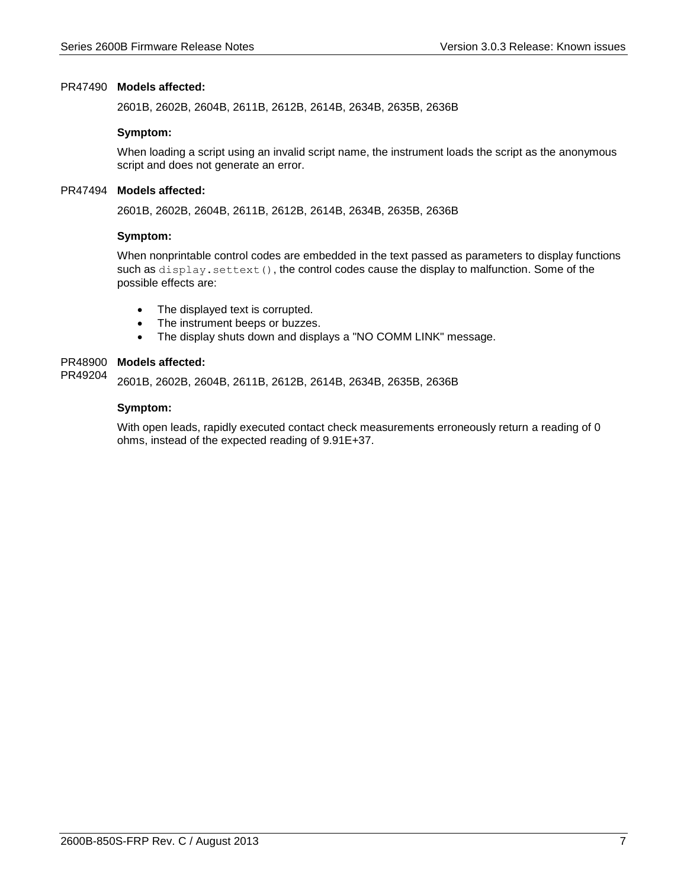PR47490 **Models affected:**

2601B, 2602B, 2604B, 2611B, 2612B, 2614B, 2634B, 2635B, 2636B

**Symptom:**

When loading a script using an invalid script name, the instrument loads the script as the anonymous script and does not generate an error.

PR47494 **Models affected:**

2601B, 2602B, 2604B, 2611B, 2612B, 2614B, 2634B, 2635B, 2636B

**Symptom:**

When nonprintable control codes are embedded in the text passed as parameters to display functions such as `display.settext()`, the control codes cause the display to malfunction. Some of the possible effects are:

- The displayed text is corrupted.
- The instrument beeps or buzzes.
- The display shuts down and displays a "NO COMM LINK" message.

PR48900
PR49204 **Models affected:**

2601B, 2602B, 2604B, 2611B, 2612B, 2614B, 2634B, 2635B, 2636B

**Symptom:**

With open leads, rapidly executed contact check measurements erroneously return a reading of 0 ohms, instead of the expected reading of 9.91E+37.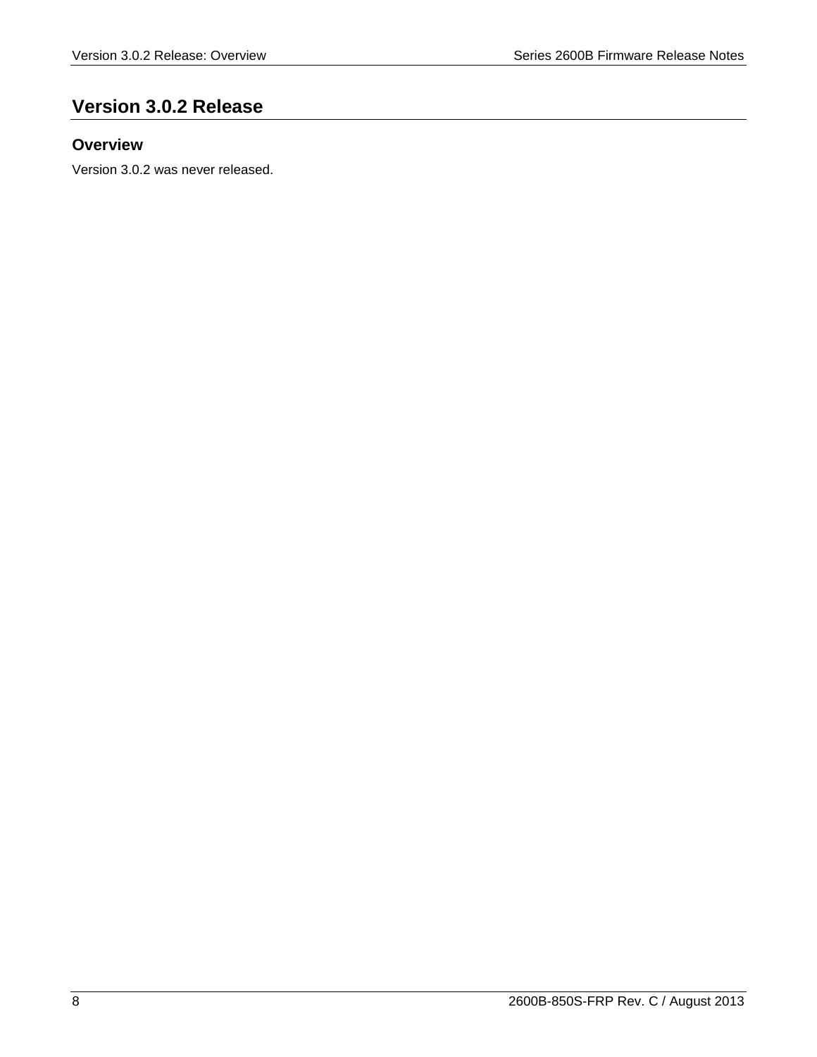# Version 3.0.2 Release

## Overview

Version 3.0.2 was never released.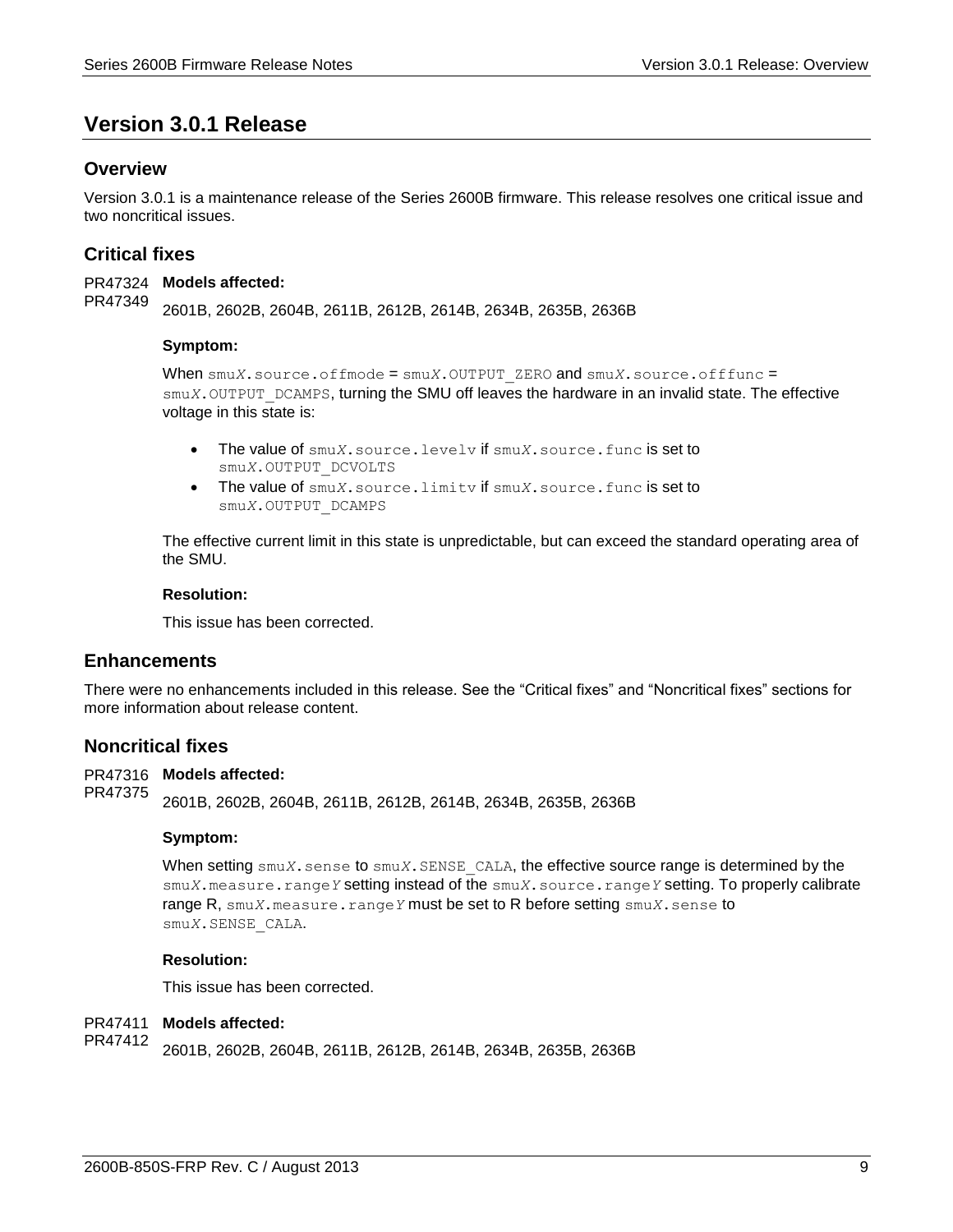# Version 3.0.1 Release

## Overview

Version 3.0.1 is a maintenance release of the Series 2600B firmware. This release resolves one critical issue and two noncritical issues.

## Critical fixes

PR47324
PR47349

**Models affected:**

2601B, 2602B, 2604B, 2611B, 2612B, 2614B, 2634B, 2635B, 2636B

**Symptom:**

When `smuX.source.offmode` = `smuX.OUTPUT_ZERO` and `smuX.source.offfunc` = `smuX.OUTPUT_DCAMPS`, turning the SMU off leaves the hardware in an invalid state. The effective voltage in this state is:

- The value of `smuX.source.levelv` if `smuX.source.func` is set to `smuX.OUTPUT_DCVOLTS`
- The value of `smuX.source.limitv` if `smuX.source.func` is set to `smuX.OUTPUT_DCAMPS`

The effective current limit in this state is unpredictable, but can exceed the standard operating area of the SMU.

**Resolution:**

This issue has been corrected.

## Enhancements

There were no enhancements included in this release. See the "Critical fixes" and "Noncritical fixes" sections for more information about release content.

## Noncritical fixes

PR47316
PR47375

**Models affected:**

2601B, 2602B, 2604B, 2611B, 2612B, 2614B, 2634B, 2635B, 2636B

**Symptom:**

When setting `smuX.sense` to `smuX.SENSE_CALA`, the effective source range is determined by the `smuX.measure.rangeY` setting instead of the `smuX.source.rangeY` setting. To properly calibrate range R, `smuX.measure.rangeY` must be set to R before setting `smuX.sense` to `smuX.SENSE_CALA`.

**Resolution:**

This issue has been corrected.

PR47411
PR47412

**Models affected:**

2601B, 2602B, 2604B, 2611B, 2612B, 2614B, 2634B, 2635B, 2636B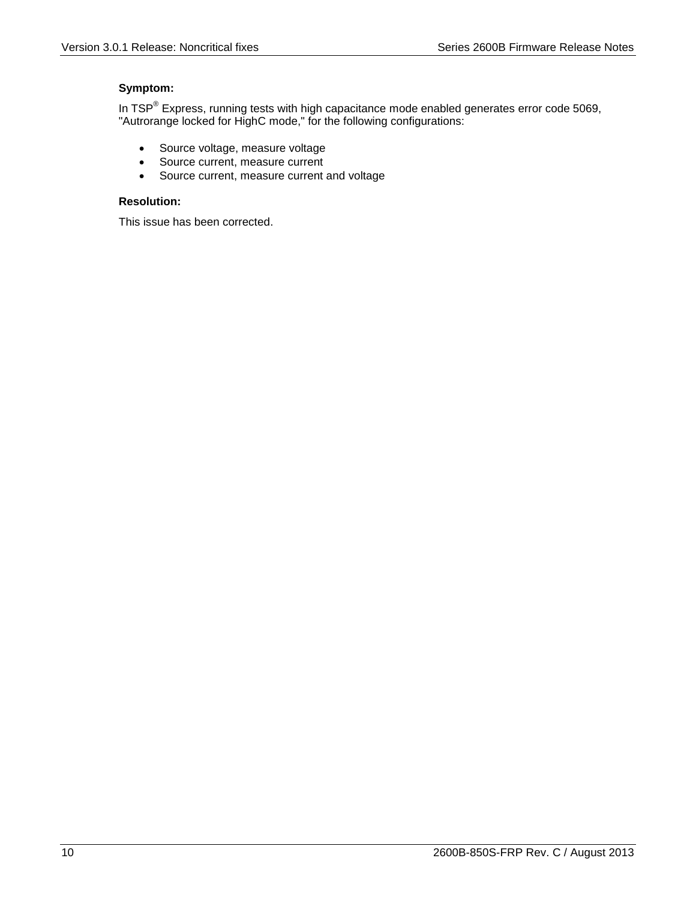**Symptom:**

In TSP® Express, running tests with high capacitance mode enabled generates error code 5069, "Autrorange locked for HighC mode," for the following configurations:

- Source voltage, measure voltage
- Source current, measure current
- Source current, measure current and voltage

**Resolution:**

This issue has been corrected.